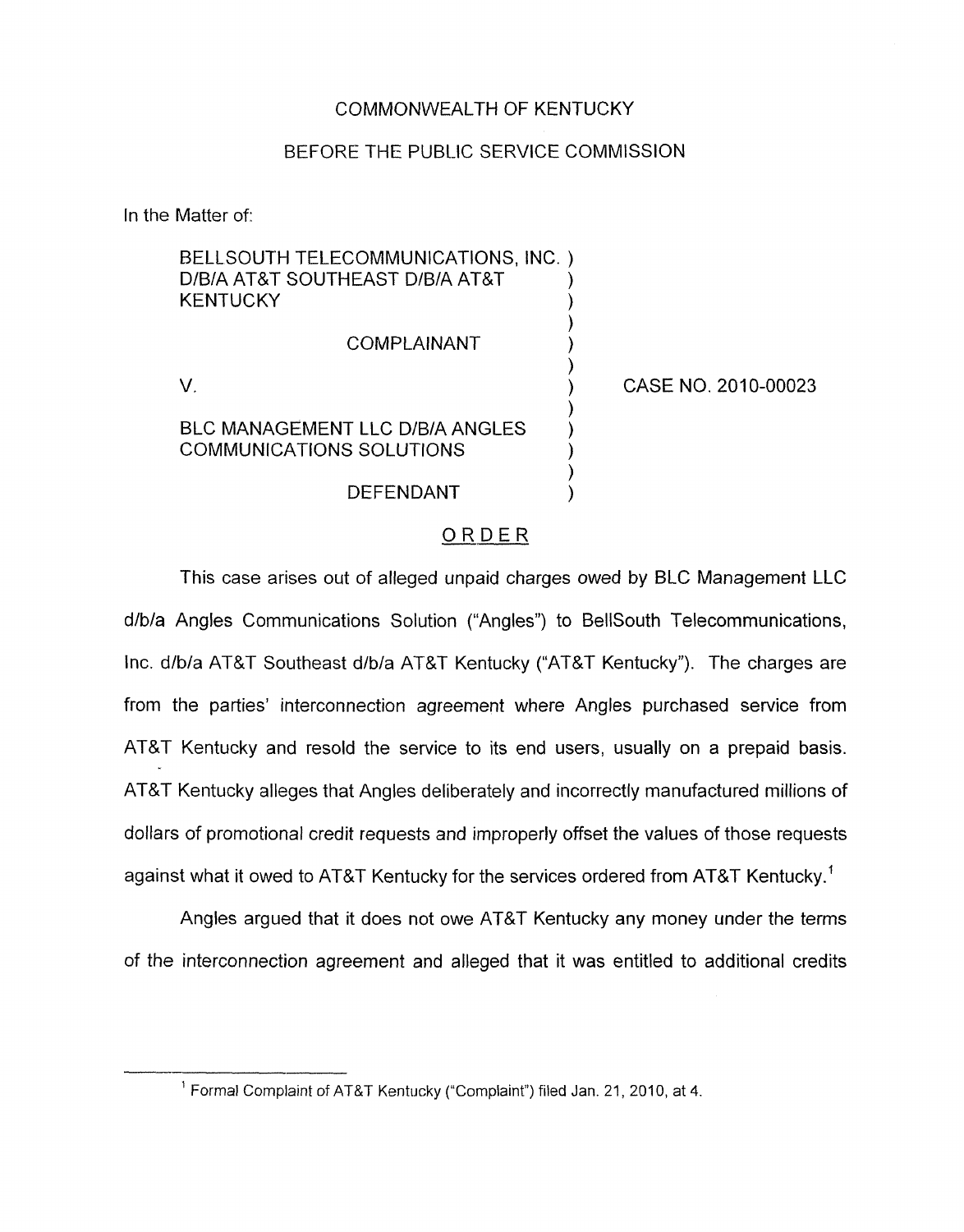COMMONWEALTH OF KENTUCKY

BEFORE THE PUBLIC SERVICE COMMISSION

In the Matter of:

| | | |
|---|---|---|
| BELLSOUTH TELECOMMUNICATIONS, INC. D/B/A AT&T SOUTHEAST D/B/A AT&T KENTUCKY | ) | |
| COMPLAINANT | ) | |
| V. | ) | CASE NO. 2010-00023 |
| BLC MANAGEMENT LLC D/B/A ANGLES COMMUNICATIONS SOLUTIONS | ) | |
| DEFENDANT | ) | |

## ORDER

This case arises out of alleged unpaid charges owed by BLC Management LLC d/b/a Angles Communications Solution ("Angles") to BellSouth Telecommunications, Inc. d/b/a AT&T Southeast d/b/a AT&T Kentucky ("AT&T Kentucky"). The charges are from the parties' interconnection agreement where Angles purchased service from AT&T Kentucky and resold the service to its end users, usually on a prepaid basis. AT&T Kentucky alleges that Angles deliberately and incorrectly manufactured millions of dollars of promotional credit requests and improperly offset the values of those requests against what it owed to AT&T Kentucky for the services ordered from AT&T Kentucky.[1]

Angles argued that it does not owe AT&T Kentucky any money under the terms of the interconnection agreement and alleged that it was entitled to additional credits

[1] Formal Complaint of AT&T Kentucky ("Complaint") filed Jan. 21, 2010, at 4.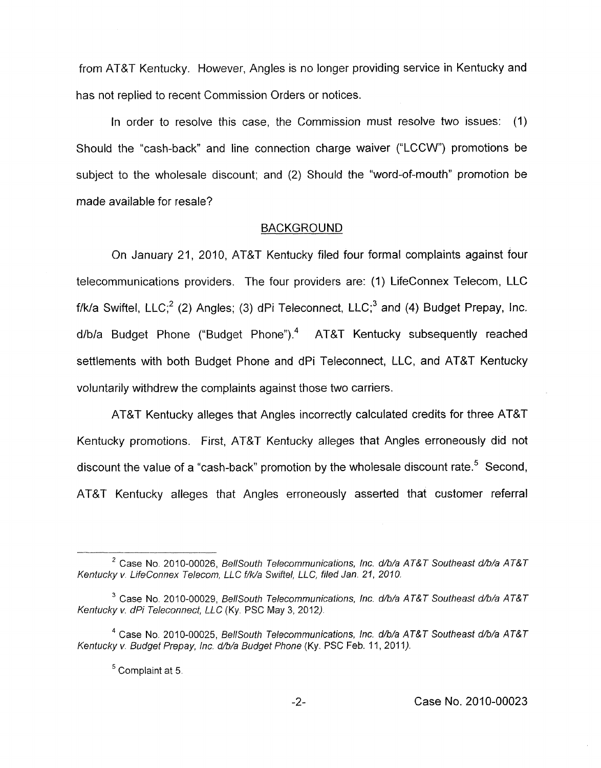from AT&T Kentucky. However, Angles is no longer providing service in Kentucky and has not replied to recent Commission Orders or notices.

In order to resolve this case, the Commission must resolve two issues: (1) Should the "cash-back" and line connection charge waiver ("LCCW") promotions be subject to the wholesale discount; and (2) Should the "word-of-mouth" promotion be made available for resale?

## BACKGROUND

On January 21, 2010, AT&T Kentucky filed four formal complaints against four telecommunications providers. The four providers are: (1) LifeConnex Telecom, LLC f/k/a Swiftel, LLC;[2] (2) Angles; (3) dPi Teleconnect, LLC;[3] and (4) Budget Prepay, Inc. d/b/a Budget Phone ("Budget Phone").[4] AT&T Kentucky subsequently reached settlements with both Budget Phone and dPi Teleconnect, LLC, and AT&T Kentucky voluntarily withdrew the complaints against those two carriers.

AT&T Kentucky alleges that Angles incorrectly calculated credits for three AT&T Kentucky promotions. First, AT&T Kentucky alleges that Angles erroneously did not discount the value of a "cash-back" promotion by the wholesale discount rate.[5] Second, AT&T Kentucky alleges that Angles erroneously asserted that customer referral

---

[2] Case No. 2010-00026, *BellSouth Telecommunications, Inc. d/b/a AT&T Southeast d/b/a AT&T Kentucky v. LifeConnex Telecom, LLC f/k/a Swiftel, LLC, filed Jan. 21, 2010.*

[3] Case No. 2010-00029, *BellSouth Telecommunications, Inc. d/b/a AT&T Southeast d/b/a AT&T Kentucky v. dPi Teleconnect, LLC* (Ky. PSC May 3, 2012).

[4] Case No. 2010-00025, *BellSouth Telecommunications, Inc. d/b/a AT&T Southeast d/b/a AT&T Kentucky v. Budget Prepay, Inc. d/b/a Budget Phone* (Ky. PSC Feb. 11, 2011).

[5] Complaint at 5.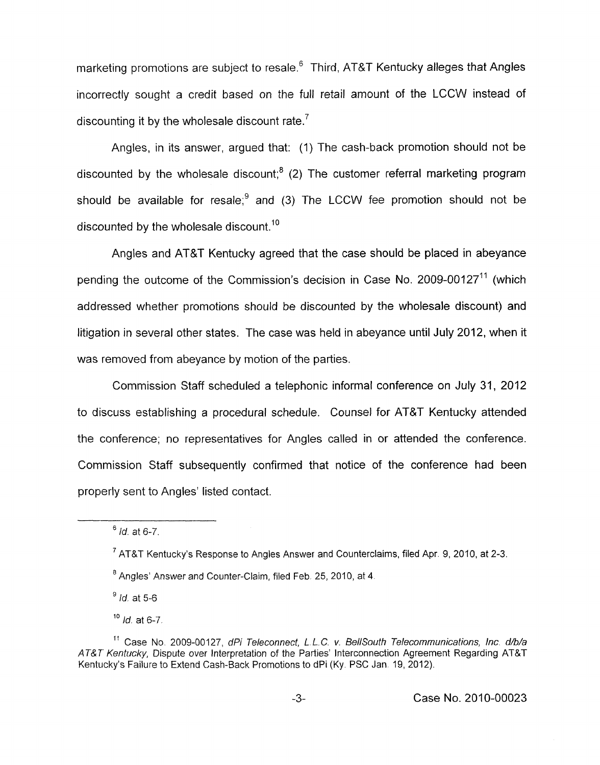marketing promotions are subject to resale.[6] Third, AT&T Kentucky alleges that Angles incorrectly sought a credit based on the full retail amount of the LCCW instead of discounting it by the wholesale discount rate.[7]

Angles, in its answer, argued that: (1) The cash-back promotion should not be discounted by the wholesale discount;[8] (2) The customer referral marketing program should be available for resale;[9] and (3) The LCCW fee promotion should not be discounted by the wholesale discount.[10]

Angles and AT&T Kentucky agreed that the case should be placed in abeyance pending the outcome of the Commission's decision in Case No. 2009-00127[11] (which addressed whether promotions should be discounted by the wholesale discount) and litigation in several other states. The case was held in abeyance until July 2012, when it was removed from abeyance by motion of the parties.

Commission Staff scheduled a telephonic informal conference on July 31, 2012 to discuss establishing a procedural schedule. Counsel for AT&T Kentucky attended the conference; no representatives for Angles called in or attended the conference. Commission Staff subsequently confirmed that notice of the conference had been properly sent to Angles' listed contact.

---

[6] *Id.* at 6-7.

[7] AT&T Kentucky's Response to Angles Answer and Counterclaims, filed Apr. 9, 2010, at 2-3.

[8] Angles' Answer and Counter-Claim, filed Feb. 25, 2010, at 4.

[9] *Id.* at 5-6

[10] *Id.* at 6-7.

[11] Case No. 2009-00127, *dPi Teleconnect, L.L.C. v. BellSouth Telecommunications, Inc. d/b/a AT&T Kentucky*, Dispute over Interpretation of the Parties' Interconnection Agreement Regarding AT&T Kentucky's Failure to Extend Cash-Back Promotions to dPi (Ky. PSC Jan. 19, 2012).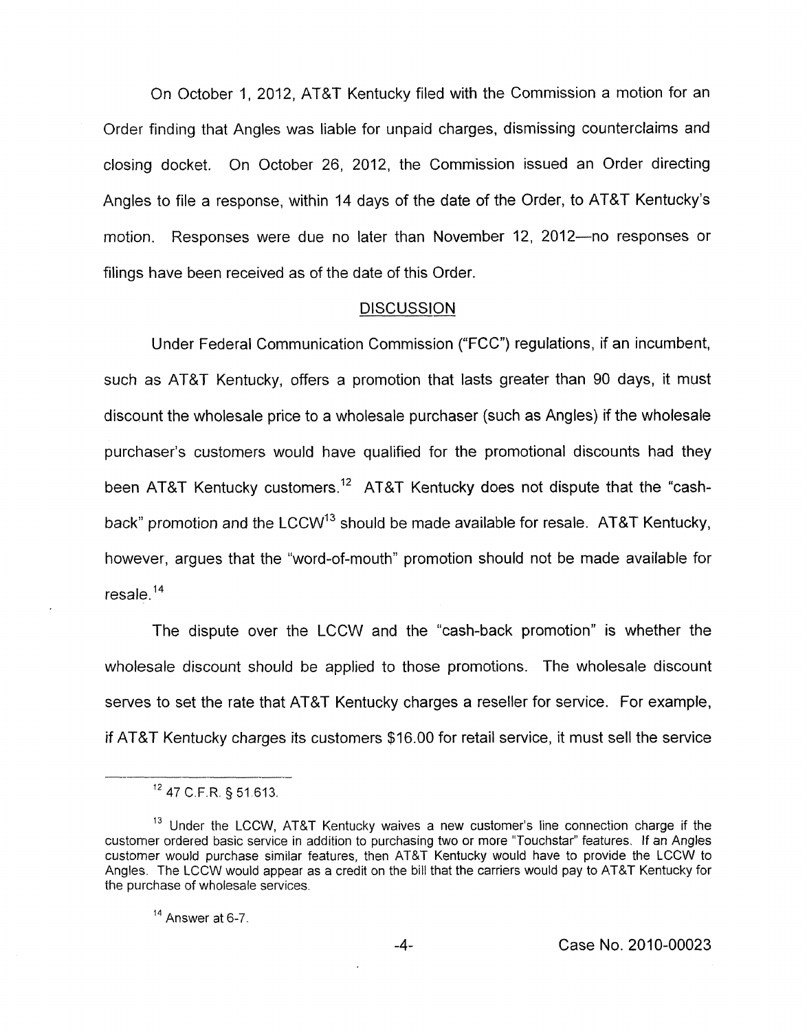On October 1, 2012, AT&T Kentucky filed with the Commission a motion for an Order finding that Angles was liable for unpaid charges, dismissing counterclaims and closing docket. On October 26, 2012, the Commission issued an Order directing Angles to file a response, within 14 days of the date of the Order, to AT&T Kentucky's motion. Responses were due no later than November 12, 2012—no responses or filings have been received as of the date of this Order.

## DISCUSSION

Under Federal Communication Commission ("FCC") regulations, if an incumbent, such as AT&T Kentucky, offers a promotion that lasts greater than 90 days, it must discount the wholesale price to a wholesale purchaser (such as Angles) if the wholesale purchaser's customers would have qualified for the promotional discounts had they been AT&T Kentucky customers.[12] AT&T Kentucky does not dispute that the "cash-back" promotion and the LCCW[13] should be made available for resale. AT&T Kentucky, however, argues that the "word-of-mouth" promotion should not be made available for resale.[14]

The dispute over the LCCW and the "cash-back promotion" is whether the wholesale discount should be applied to those promotions. The wholesale discount serves to set the rate that AT&T Kentucky charges a reseller for service. For example, if AT&T Kentucky charges its customers $16.00 for retail service, it must sell the service

---

[12] 47 C.F.R. § 51.613.

[13] Under the LCCW, AT&T Kentucky waives a new customer's line connection charge if the customer ordered basic service in addition to purchasing two or more "Touchstar" features. If an Angles customer would purchase similar features, then AT&T Kentucky would have to provide the LCCW to Angles. The LCCW would appear as a credit on the bill that the carriers would pay to AT&T Kentucky for the purchase of wholesale services.

[14] Answer at 6-7.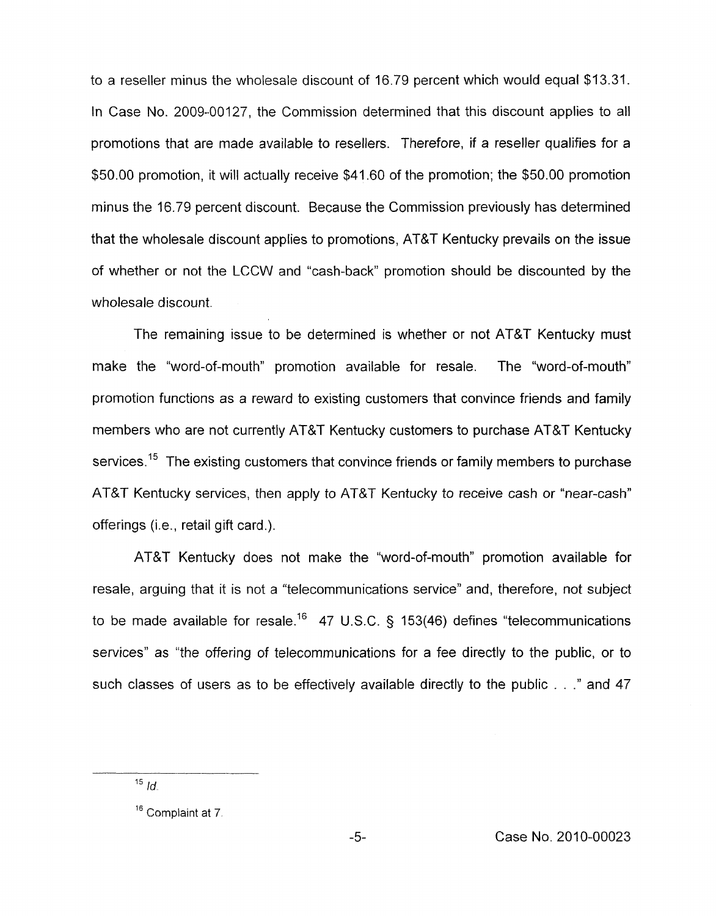to a reseller minus the wholesale discount of 16.79 percent which would equal $13.31. In Case No. 2009-00127, the Commission determined that this discount applies to all promotions that are made available to resellers. Therefore, if a reseller qualifies for a $50.00 promotion, it will actually receive $41.60 of the promotion; the $50.00 promotion minus the 16.79 percent discount. Because the Commission previously has determined that the wholesale discount applies to promotions, AT&T Kentucky prevails on the issue of whether or not the LCCW and "cash-back" promotion should be discounted by the wholesale discount.

The remaining issue to be determined is whether or not AT&T Kentucky must make the "word-of-mouth" promotion available for resale. The "word-of-mouth" promotion functions as a reward to existing customers that convince friends and family members who are not currently AT&T Kentucky customers to purchase AT&T Kentucky services.[15] The existing customers that convince friends or family members to purchase AT&T Kentucky services, then apply to AT&T Kentucky to receive cash or "near-cash" offerings (i.e., retail gift card.).

AT&T Kentucky does not make the "word-of-mouth" promotion available for resale, arguing that it is not a "telecommunications service" and, therefore, not subject to be made available for resale.[16] 47 U.S.C. § 153(46) defines "telecommunications services" as "the offering of telecommunications for a fee directly to the public, or to such classes of users as to be effectively available directly to the public . . ." and 47

---

[15] *Id.*

[16] Complaint at 7.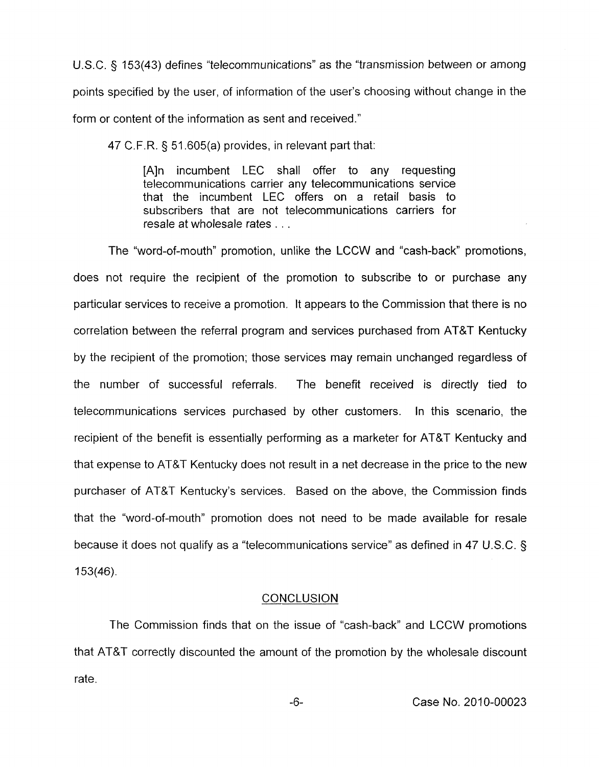U.S.C. § 153(43) defines "telecommunications" as the "transmission between or among points specified by the user, of information of the user's choosing without change in the form or content of the information as sent and received."

47 C.F.R. § 51.605(a) provides, in relevant part that:

> [A]n incumbent LEC shall offer to any requesting telecommunications carrier any telecommunications service that the incumbent LEC offers on a retail basis to subscribers that are not telecommunications carriers for resale at wholesale rates . . .

The "word-of-mouth" promotion, unlike the LCCW and "cash-back" promotions, does not require the recipient of the promotion to subscribe to or purchase any particular services to receive a promotion. It appears to the Commission that there is no correlation between the referral program and services purchased from AT&T Kentucky by the recipient of the promotion; those services may remain unchanged regardless of the number of successful referrals. The benefit received is directly tied to telecommunications services purchased by other customers. In this scenario, the recipient of the benefit is essentially performing as a marketer for AT&T Kentucky and that expense to AT&T Kentucky does not result in a net decrease in the price to the new purchaser of AT&T Kentucky's services. Based on the above, the Commission finds that the "word-of-mouth" promotion does not need to be made available for resale because it does not qualify as a "telecommunications service" as defined in 47 U.S.C. § 153(46).

## CONCLUSION

The Commission finds that on the issue of "cash-back" and LCCW promotions that AT&T correctly discounted the amount of the promotion by the wholesale discount rate.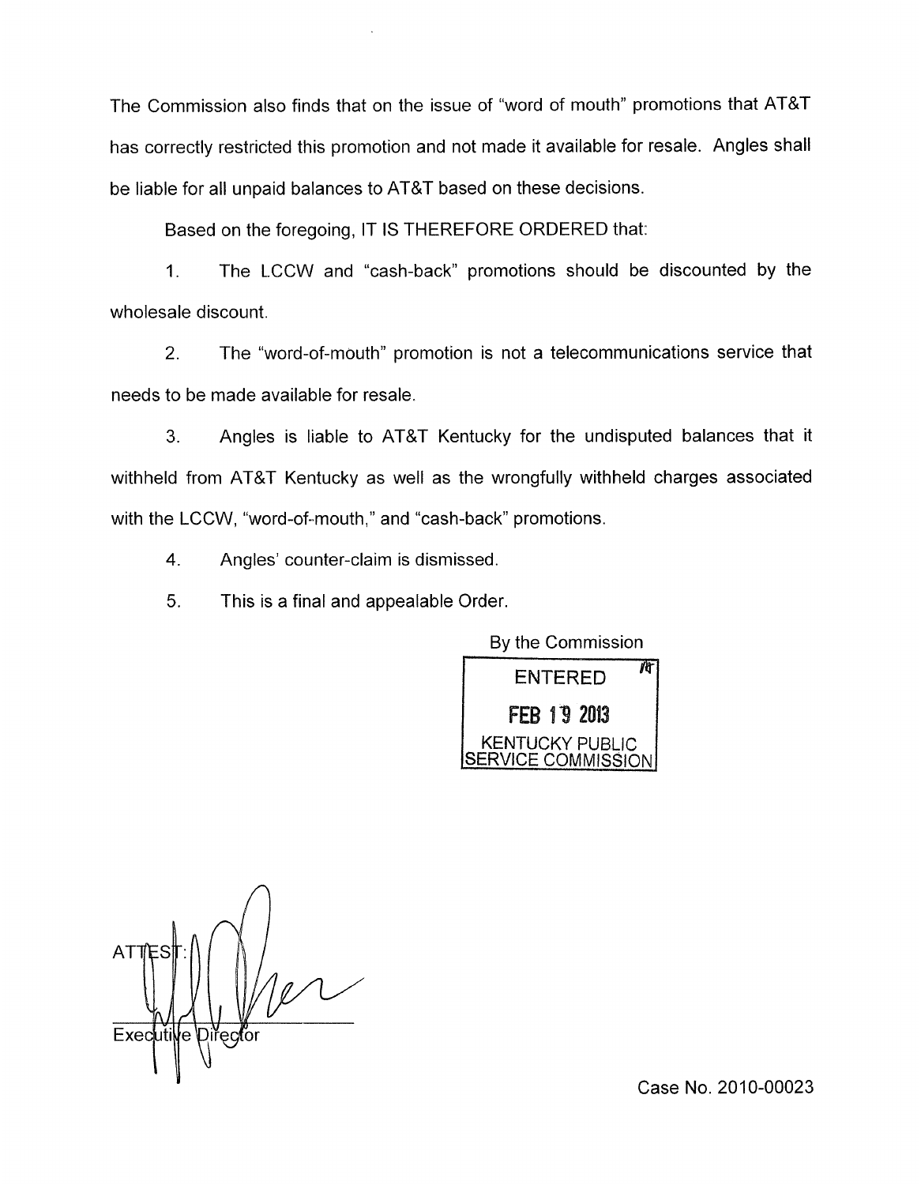The Commission also finds that on the issue of "word of mouth" promotions that AT&T has correctly restricted this promotion and not made it available for resale. Angles shall be liable for all unpaid balances to AT&T based on these decisions.

Based on the foregoing, IT IS THEREFORE ORDERED that:

1. The LCCW and "cash-back" promotions should be discounted by the wholesale discount.

2. The "word-of-mouth" promotion is not a telecommunications service that needs to be made available for resale.

3. Angles is liable to AT&T Kentucky for the undisputed balances that it withheld from AT&T Kentucky as well as the wrongfully withheld charges associated with the LCCW, "word-of-mouth," and "cash-back" promotions.

4. Angles' counter-claim is dismissed.

5. This is a final and appealable Order.

By the Commission

ENTERED
FEB 19 2013
KENTUCKY PUBLIC SERVICE COMMISSION

ATTEST:

Executive Director

Case No. 2010-00023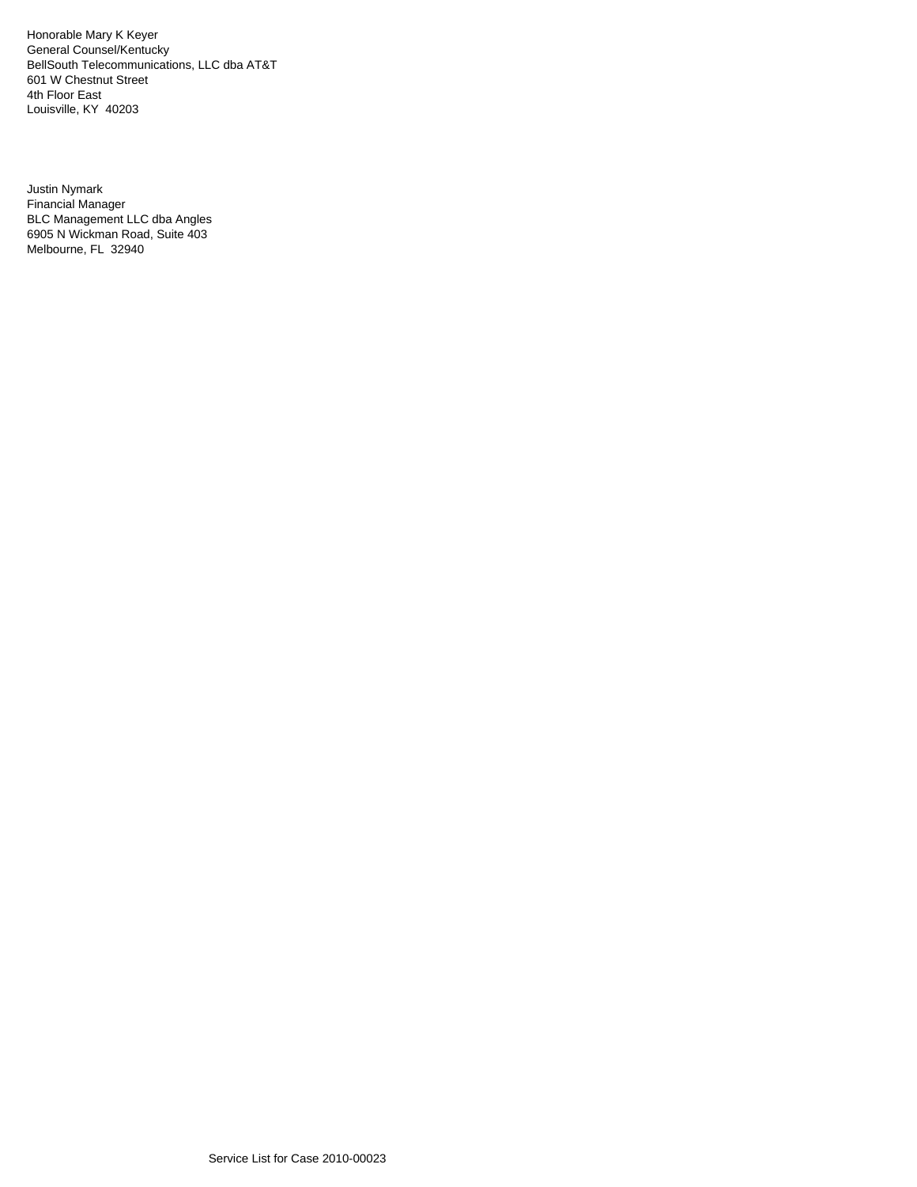Honorable Mary K Keyer
General Counsel/Kentucky
BellSouth Telecommunications, LLC dba AT&T
601 W Chestnut Street
4th Floor East
Louisville, KY 40203

Justin Nymark
Financial Manager
BLC Management LLC dba Angles
6905 N Wickman Road, Suite 403
Melbourne, FL 32940

Service List for Case 2010-00023